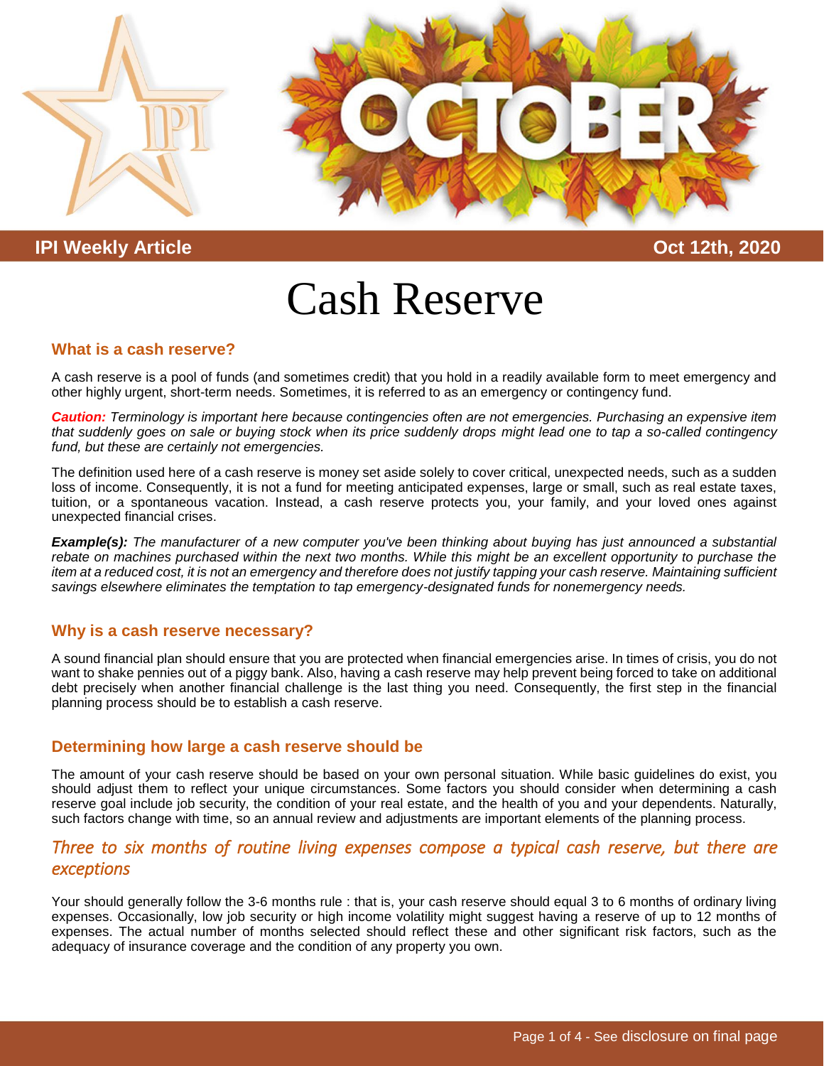**IPI Weekly Article** **Oct 12th, 2020**

# Cash Reserve

## What is a cash reserve?

A cash reserve is a pool of funds (and sometimes credit) that you hold in a readily available form to meet emergency and other highly urgent, short-term needs. Sometimes, it is referred to as an emergency or contingency fund.

***Caution:*** *Terminology is important here because contingencies often are not emergencies. Purchasing an expensive item that suddenly goes on sale or buying stock when its price suddenly drops might lead one to tap a so-called contingency fund, but these are certainly not emergencies.*

The definition used here of a cash reserve is money set aside solely to cover critical, unexpected needs, such as a sudden loss of income. Consequently, it is not a fund for meeting anticipated expenses, large or small, such as real estate taxes, tuition, or a spontaneous vacation. Instead, a cash reserve protects you, your family, and your loved ones against unexpected financial crises.

***Example(s):*** *The manufacturer of a new computer you've been thinking about buying has just announced a substantial rebate on machines purchased within the next two months. While this might be an excellent opportunity to purchase the item at a reduced cost, it is not an emergency and therefore does not justify tapping your cash reserve. Maintaining sufficient savings elsewhere eliminates the temptation to tap emergency-designated funds for nonemergency needs.*

## Why is a cash reserve necessary?

A sound financial plan should ensure that you are protected when financial emergencies arise. In times of crisis, you do not want to shake pennies out of a piggy bank. Also, having a cash reserve may help prevent being forced to take on additional debt precisely when another financial challenge is the last thing you need. Consequently, the first step in the financial planning process should be to establish a cash reserve.

## Determining how large a cash reserve should be

The amount of your cash reserve should be based on your own personal situation. While basic guidelines do exist, you should adjust them to reflect your unique circumstances. Some factors you should consider when determining a cash reserve goal include job security, the condition of your real estate, and the health of you and your dependents. Naturally, such factors change with time, so an annual review and adjustments are important elements of the planning process.

### *Three to six months of routine living expenses compose a typical cash reserve, but there are exceptions*

Your should generally follow the 3-6 months rule : that is, your cash reserve should equal 3 to 6 months of ordinary living expenses. Occasionally, low job security or high income volatility might suggest having a reserve of up to 12 months of expenses. The actual number of months selected should reflect these and other significant risk factors, such as the adequacy of insurance coverage and the condition of any property you own.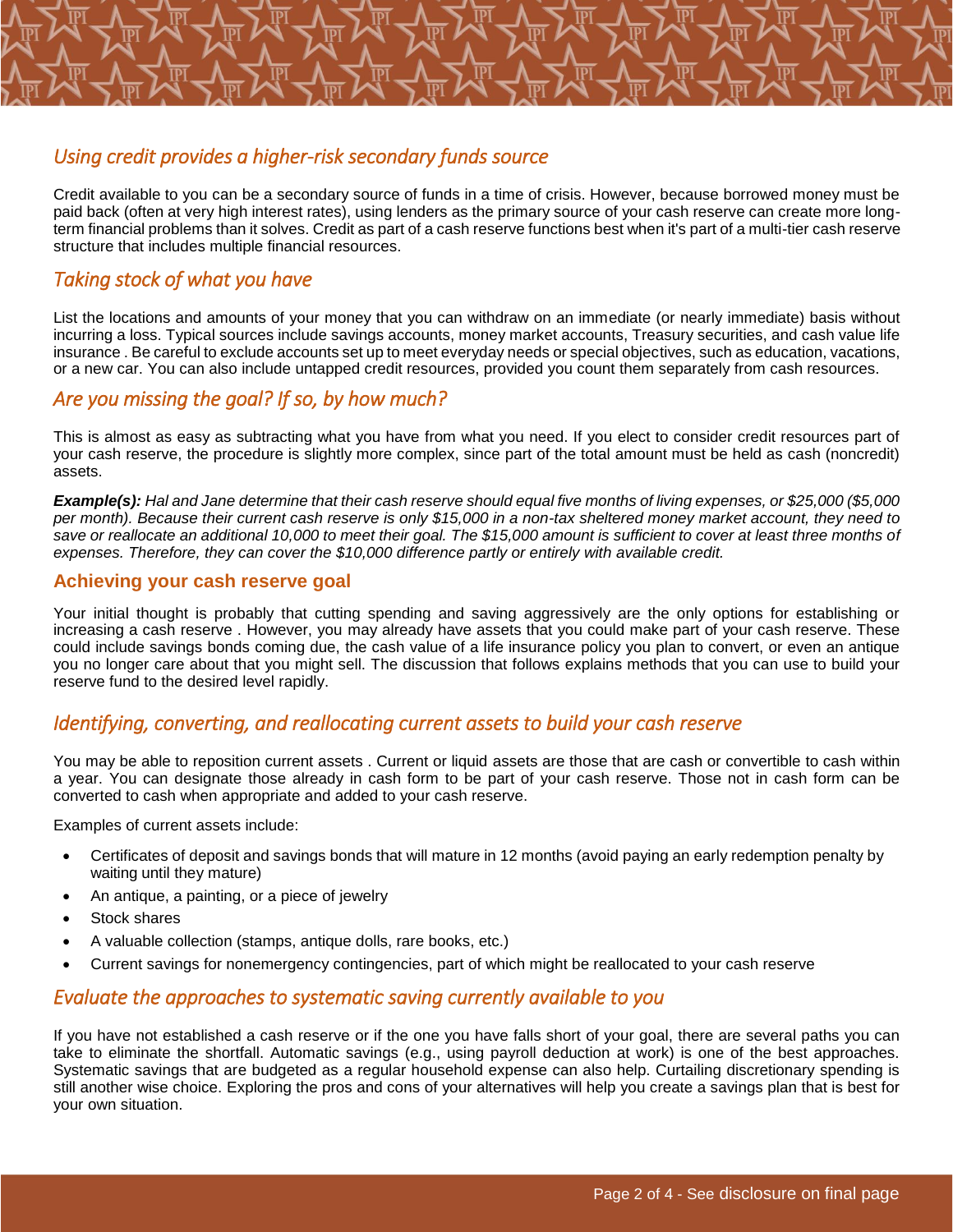## *Using credit provides a higher-risk secondary funds source*

Credit available to you can be a secondary source of funds in a time of crisis. However, because borrowed money must be paid back (often at very high interest rates), using lenders as the primary source of your cash reserve can create more long-term financial problems than it solves. Credit as part of a cash reserve functions best when it's part of a multi-tier cash reserve structure that includes multiple financial resources.

## *Taking stock of what you have*

List the locations and amounts of your money that you can withdraw on an immediate (or nearly immediate) basis without incurring a loss. Typical sources include savings accounts, money market accounts, Treasury securities, and cash value life insurance . Be careful to exclude accounts set up to meet everyday needs or special objectives, such as education, vacations, or a new car. You can also include untapped credit resources, provided you count them separately from cash resources.

## *Are you missing the goal? If so, by how much?*

This is almost as easy as subtracting what you have from what you need. If you elect to consider credit resources part of your cash reserve, the procedure is slightly more complex, since part of the total amount must be held as cash (noncredit) assets.

***Example(s):*** *Hal and Jane determine that their cash reserve should equal five months of living expenses, or $25,000 ($5,000 per month). Because their current cash reserve is only $15,000 in a non-tax sheltered money market account, they need to save or reallocate an additional 10,000 to meet their goal. The $15,000 amount is sufficient to cover at least three months of expenses. Therefore, they can cover the $10,000 difference partly or entirely with available credit.*

### Achieving your cash reserve goal

Your initial thought is probably that cutting spending and saving aggressively are the only options for establishing or increasing a cash reserve . However, you may already have assets that you could make part of your cash reserve. These could include savings bonds coming due, the cash value of a life insurance policy you plan to convert, or even an antique you no longer care about that you might sell. The discussion that follows explains methods that you can use to build your reserve fund to the desired level rapidly.

## *Identifying, converting, and reallocating current assets to build your cash reserve*

You may be able to reposition current assets . Current or liquid assets are those that are cash or convertible to cash within a year. You can designate those already in cash form to be part of your cash reserve. Those not in cash form can be converted to cash when appropriate and added to your cash reserve.

Examples of current assets include:

- Certificates of deposit and savings bonds that will mature in 12 months (avoid paying an early redemption penalty by waiting until they mature)
- An antique, a painting, or a piece of jewelry
- Stock shares
- A valuable collection (stamps, antique dolls, rare books, etc.)
- Current savings for nonemergency contingencies, part of which might be reallocated to your cash reserve

## *Evaluate the approaches to systematic saving currently available to you*

If you have not established a cash reserve or if the one you have falls short of your goal, there are several paths you can take to eliminate the shortfall. Automatic savings (e.g., using payroll deduction at work) is one of the best approaches. Systematic savings that are budgeted as a regular household expense can also help. Curtailing discretionary spending is still another wise choice. Exploring the pros and cons of your alternatives will help you create a savings plan that is best for your own situation.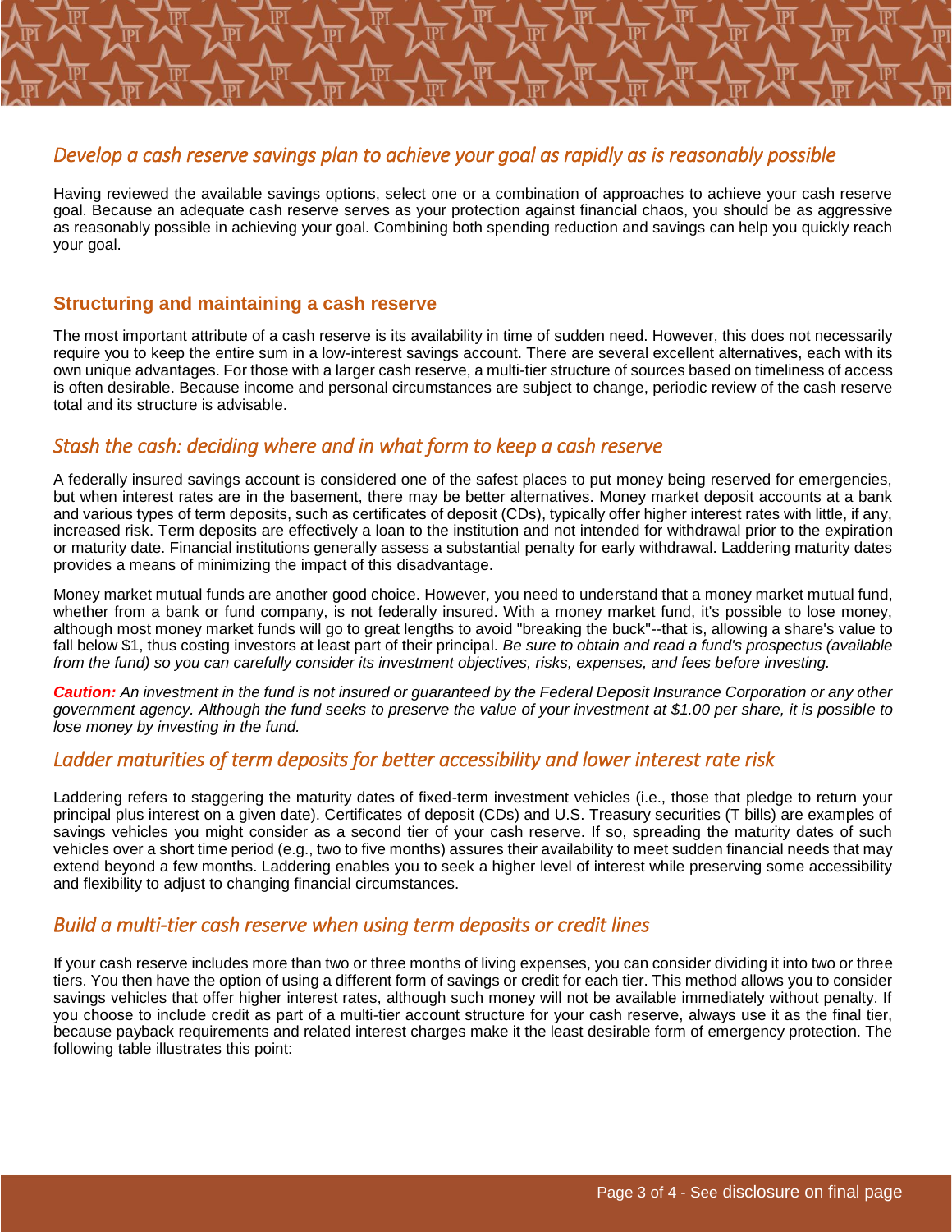## *Develop a cash reserve savings plan to achieve your goal as rapidly as is reasonably possible*

Having reviewed the available savings options, select one or a combination of approaches to achieve your cash reserve goal. Because an adequate cash reserve serves as your protection against financial chaos, you should be as aggressive as reasonably possible in achieving your goal. Combining both spending reduction and savings can help you quickly reach your goal.

### Structuring and maintaining a cash reserve

The most important attribute of a cash reserve is its availability in time of sudden need. However, this does not necessarily require you to keep the entire sum in a low-interest savings account. There are several excellent alternatives, each with its own unique advantages. For those with a larger cash reserve, a multi-tier structure of sources based on timeliness of access is often desirable. Because income and personal circumstances are subject to change, periodic review of the cash reserve total and its structure is advisable.

## *Stash the cash: deciding where and in what form to keep a cash reserve*

A federally insured savings account is considered one of the safest places to put money being reserved for emergencies, but when interest rates are in the basement, there may be better alternatives. Money market deposit accounts at a bank and various types of term deposits, such as certificates of deposit (CDs), typically offer higher interest rates with little, if any, increased risk. Term deposits are effectively a loan to the institution and not intended for withdrawal prior to the expiration or maturity date. Financial institutions generally assess a substantial penalty for early withdrawal. Laddering maturity dates provides a means of minimizing the impact of this disadvantage.

Money market mutual funds are another good choice. However, you need to understand that a money market mutual fund, whether from a bank or fund company, is not federally insured. With a money market fund, it's possible to lose money, although most money market funds will go to great lengths to avoid "breaking the buck"--that is, allowing a share's value to fall below $1, thus costing investors at least part of their principal. *Be sure to obtain and read a fund's prospectus (available from the fund) so you can carefully consider its investment objectives, risks, expenses, and fees before investing.*

***Caution:*** *An investment in the fund is not insured or guaranteed by the Federal Deposit Insurance Corporation or any other government agency. Although the fund seeks to preserve the value of your investment at $1.00 per share, it is possible to lose money by investing in the fund.*

## *Ladder maturities of term deposits for better accessibility and lower interest rate risk*

Laddering refers to staggering the maturity dates of fixed-term investment vehicles (i.e., those that pledge to return your principal plus interest on a given date). Certificates of deposit (CDs) and U.S. Treasury securities (T bills) are examples of savings vehicles you might consider as a second tier of your cash reserve. If so, spreading the maturity dates of such vehicles over a short time period (e.g., two to five months) assures their availability to meet sudden financial needs that may extend beyond a few months. Laddering enables you to seek a higher level of interest while preserving some accessibility and flexibility to adjust to changing financial circumstances.

## *Build a multi-tier cash reserve when using term deposits or credit lines*

If your cash reserve includes more than two or three months of living expenses, you can consider dividing it into two or three tiers. You then have the option of using a different form of savings or credit for each tier. This method allows you to consider savings vehicles that offer higher interest rates, although such money will not be available immediately without penalty. If you choose to include credit as part of a multi-tier account structure for your cash reserve, always use it as the final tier, because payback requirements and related interest charges make it the least desirable form of emergency protection. The following table illustrates this point: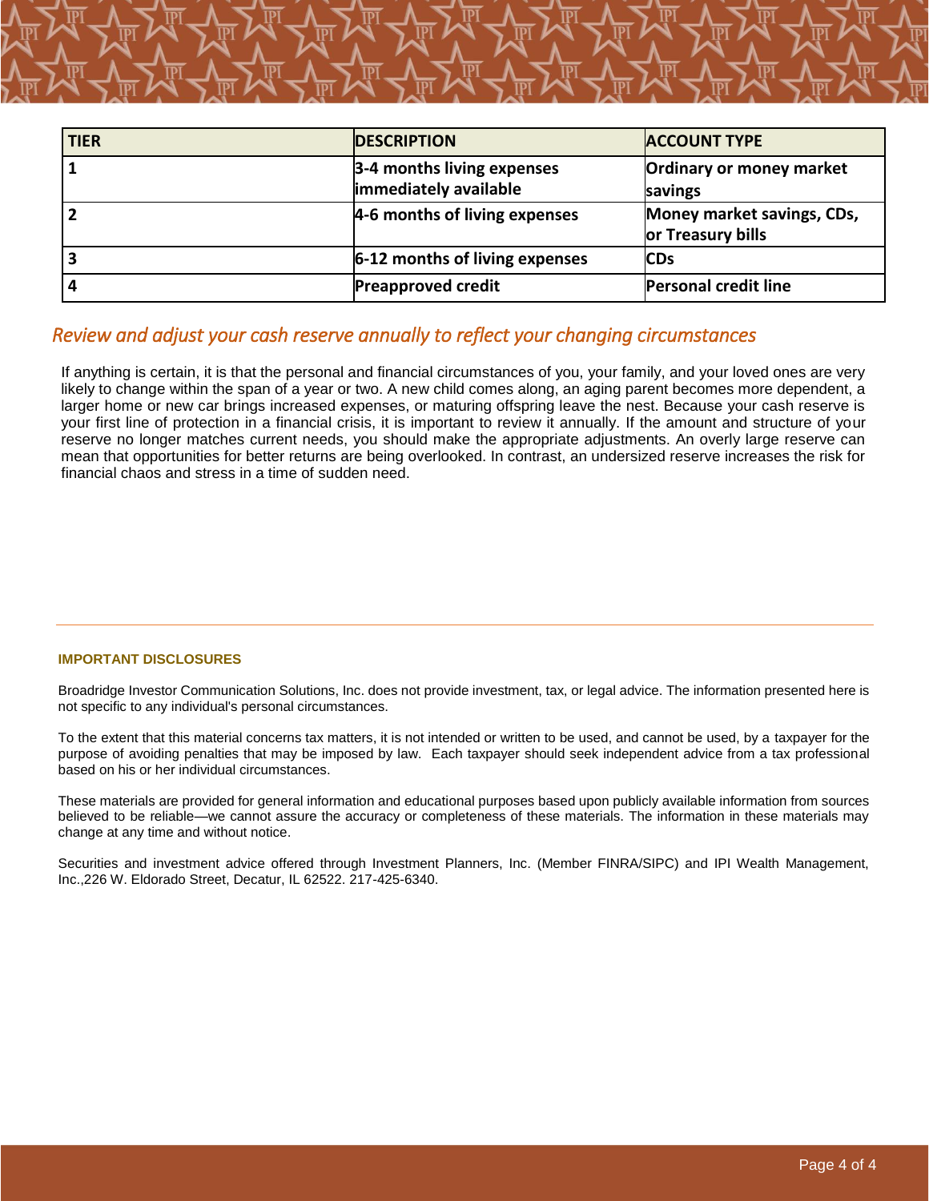| TIER | DESCRIPTION | ACCOUNT TYPE |
|---|---|---|
| 1 | 3-4 months living expenses immediately available | Ordinary or money market savings |
| 2 | 4-6 months of living expenses | Money market savings, CDs, or Treasury bills |
| 3 | 6-12 months of living expenses | CDs |
| 4 | Preapproved credit | Personal credit line |

## *Review and adjust your cash reserve annually to reflect your changing circumstances*

If anything is certain, it is that the personal and financial circumstances of you, your family, and your loved ones are very likely to change within the span of a year or two. A new child comes along, an aging parent becomes more dependent, a larger home or new car brings increased expenses, or maturing offspring leave the nest. Because your cash reserve is your first line of protection in a financial crisis, it is important to review it annually. If the amount and structure of your reserve no longer matches current needs, you should make the appropriate adjustments. An overly large reserve can mean that opportunities for better returns are being overlooked. In contrast, an undersized reserve increases the risk for financial chaos and stress in a time of sudden need.

---

**IMPORTANT DISCLOSURES**

Broadridge Investor Communication Solutions, Inc. does not provide investment, tax, or legal advice. The information presented here is not specific to any individual's personal circumstances.

To the extent that this material concerns tax matters, it is not intended or written to be used, and cannot be used, by a taxpayer for the purpose of avoiding penalties that may be imposed by law. Each taxpayer should seek independent advice from a tax professional based on his or her individual circumstances.

These materials are provided for general information and educational purposes based upon publicly available information from sources believed to be reliable—we cannot assure the accuracy or completeness of these materials. The information in these materials may change at any time and without notice.

Securities and investment advice offered through Investment Planners, Inc. (Member FINRA/SIPC) and IPI Wealth Management, Inc.,226 W. Eldorado Street, Decatur, IL 62522. 217-425-6340.